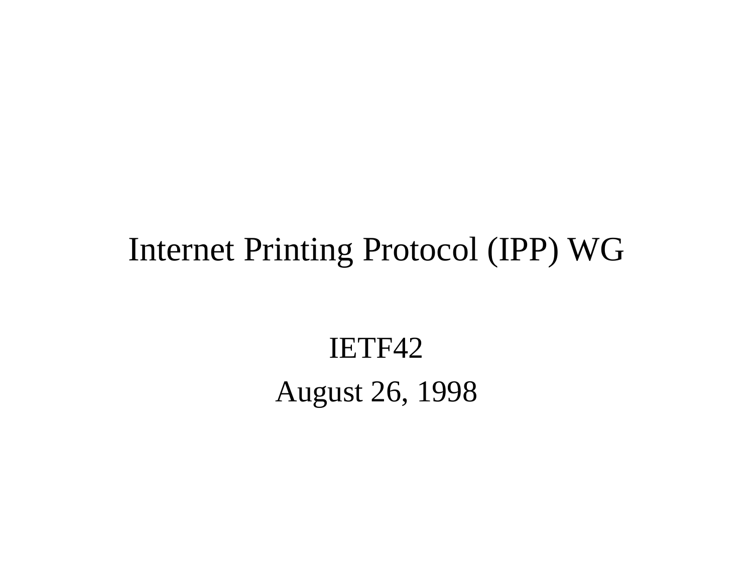# Internet Printing Protocol (IPP) WG

IETF42

August 26, 1998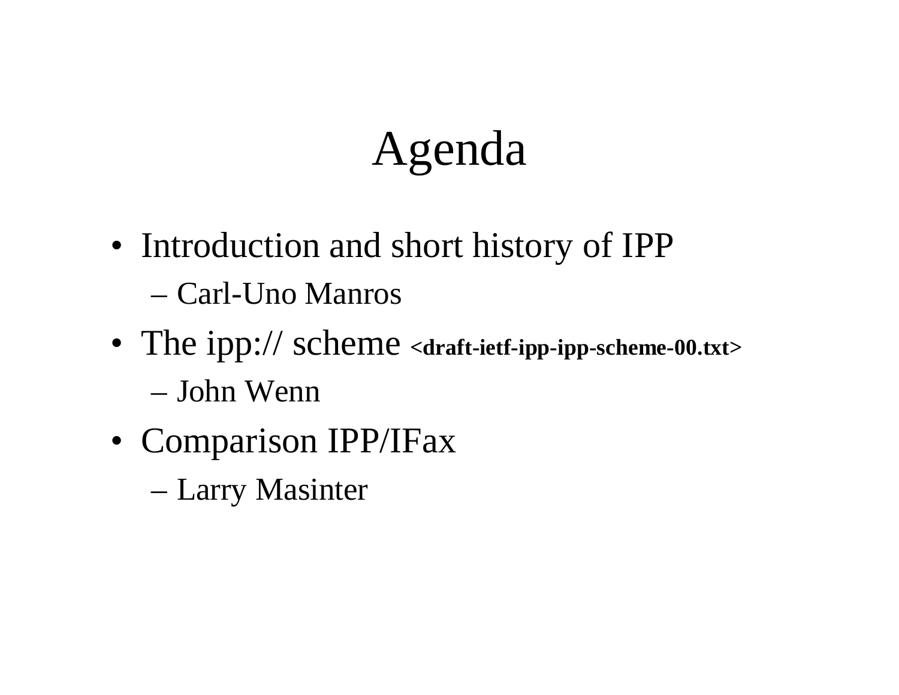# Agenda

- Introduction and short history of IPP
  - Carl-Uno Manros
- The ipp:// scheme **<draft-ietf-ipp-ipp-scheme-00.txt>**
  - John Wenn
- Comparison IPP/IFax
  - Larry Masinter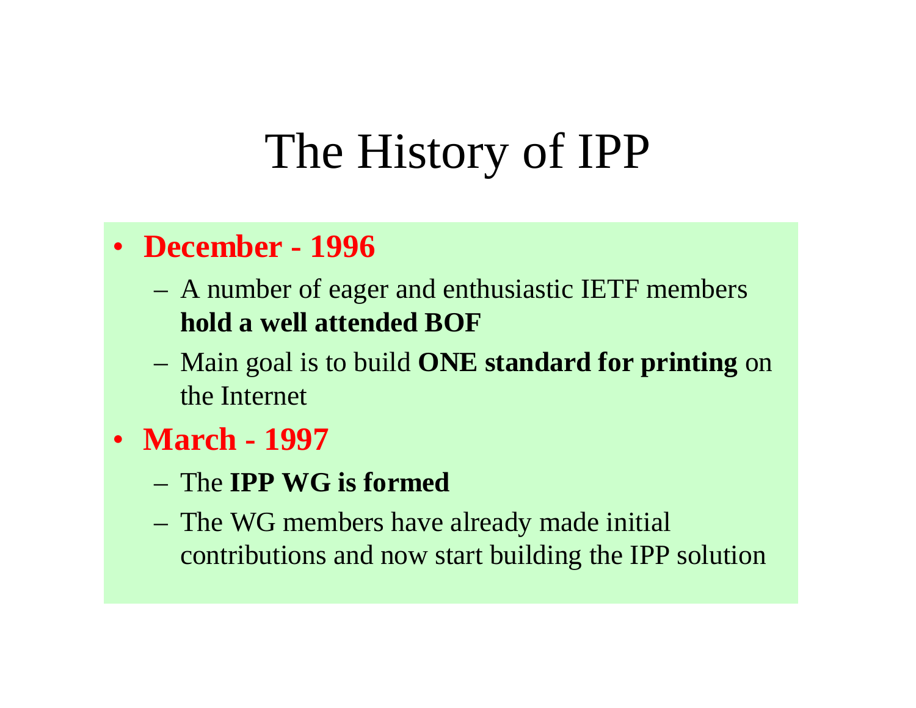# The History of IPP

- **December - 1996**
  - A number of eager and enthusiastic IETF members **hold a well attended BOF**
  - Main goal is to build **ONE standard for printing** on the Internet
- **March - 1997**
  - The **IPP WG is formed**
  - The WG members have already made initial contributions and now start building the IPP solution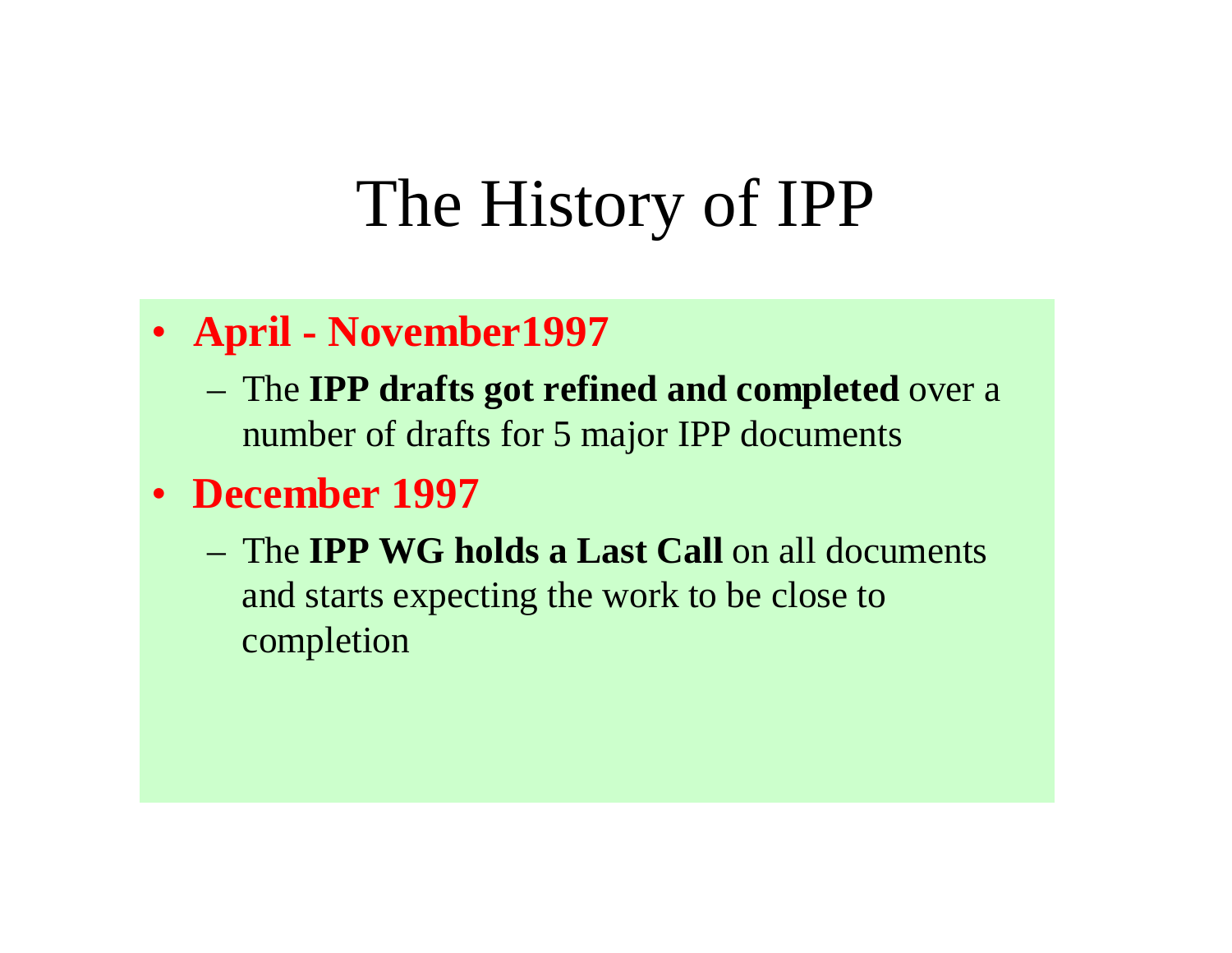# The History of IPP

- **April - November1997**
  - The **IPP drafts got refined and completed** over a number of drafts for 5 major IPP documents
- **December 1997**
  - The **IPP WG holds a Last Call** on all documents and starts expecting the work to be close to completion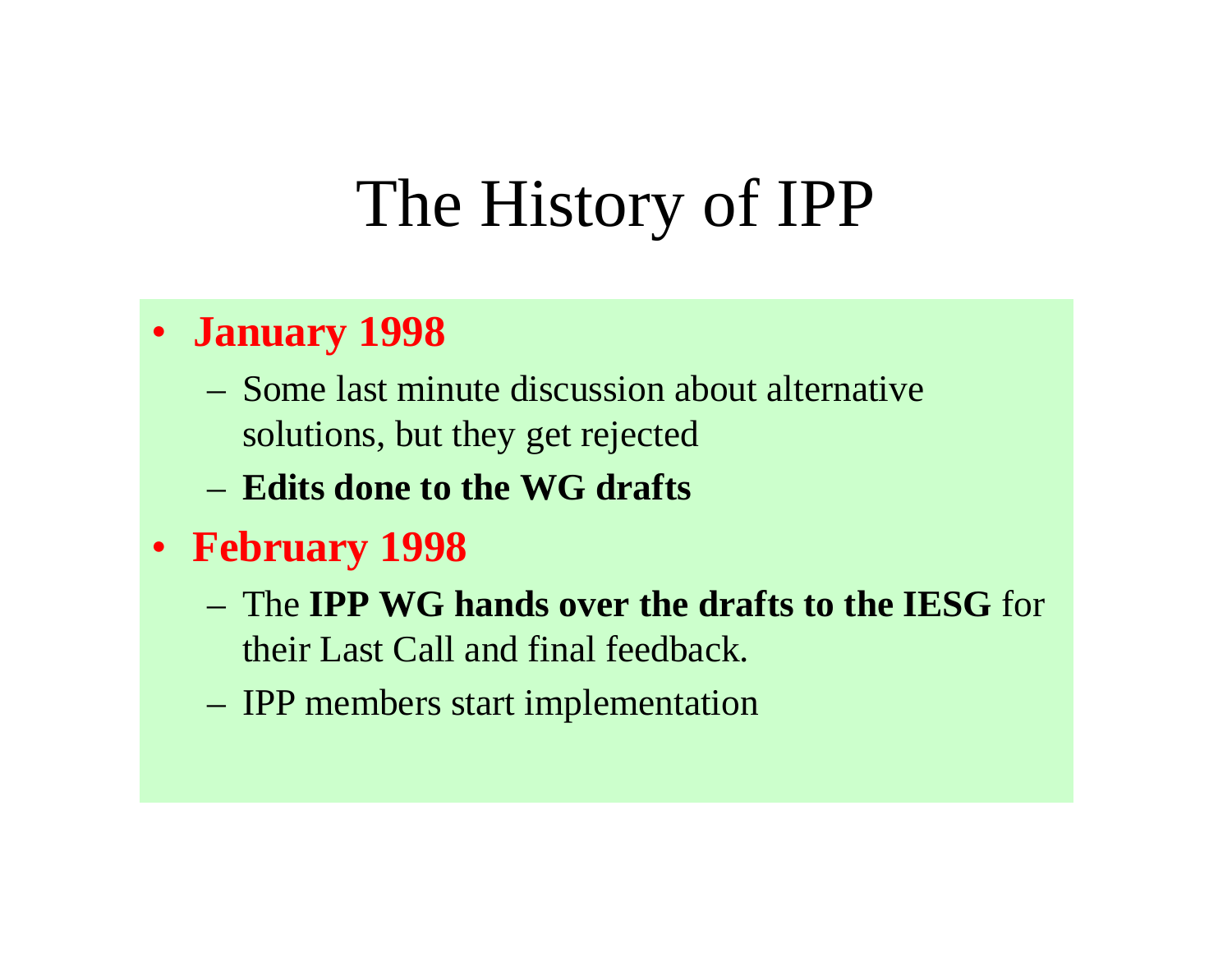# The History of IPP

- **January 1998**
  - Some last minute discussion about alternative solutions, but they get rejected
  - **Edits done to the WG drafts**
- **February 1998**
  - The **IPP WG hands over the drafts to the IESG** for their Last Call and final feedback.
  - IPP members start implementation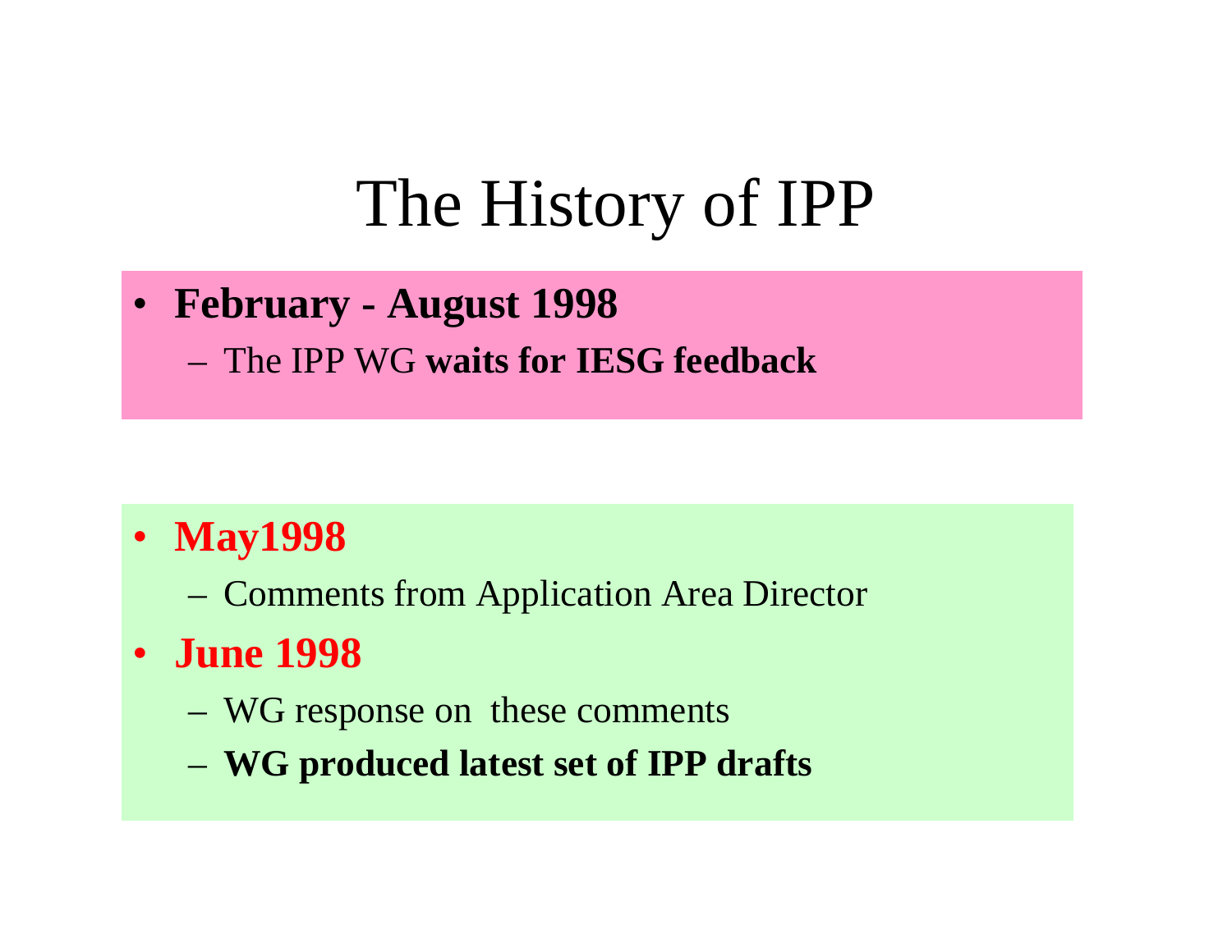# The History of IPP

- **February - August 1998**
  - The IPP WG **waits for IESG feedback**

- **May1998**
  - Comments from Application Area Director
- **June 1998**
  - WG response on  these comments
  - **WG produced latest set of IPP drafts**